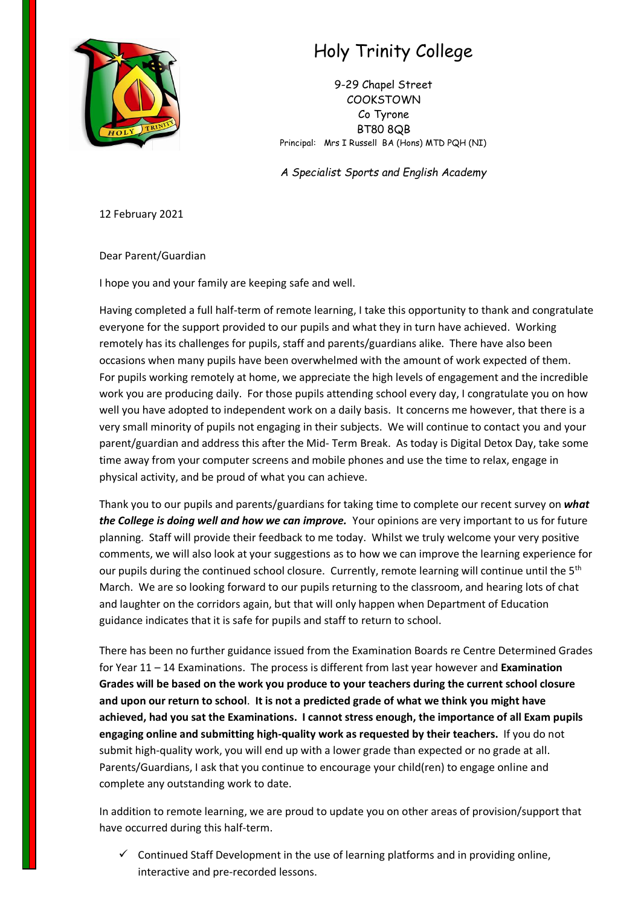# Holy Trinity College

9-29 Chapel Street
COOKSTOWN
Co Tyrone
BT80 8QB
Principal: Mrs I Russell BA (Hons) MTD PQH (NI)

*A Specialist Sports and English Academy*

12 February 2021

Dear Parent/Guardian

I hope you and your family are keeping safe and well.

Having completed a full half-term of remote learning, I take this opportunity to thank and congratulate everyone for the support provided to our pupils and what they in turn have achieved. Working remotely has its challenges for pupils, staff and parents/guardians alike. There have also been occasions when many pupils have been overwhelmed with the amount of work expected of them. For pupils working remotely at home, we appreciate the high levels of engagement and the incredible work you are producing daily. For those pupils attending school every day, I congratulate you on how well you have adopted to independent work on a daily basis. It concerns me however, that there is a very small minority of pupils not engaging in their subjects. We will continue to contact you and your parent/guardian and address this after the Mid- Term Break. As today is Digital Detox Day, take some time away from your computer screens and mobile phones and use the time to relax, engage in physical activity, and be proud of what you can achieve.

Thank you to our pupils and parents/guardians for taking time to complete our recent survey on ***what the College is doing well and how we can improve.*** Your opinions are very important to us for future planning. Staff will provide their feedback to me today. Whilst we truly welcome your very positive comments, we will also look at your suggestions as to how we can improve the learning experience for our pupils during the continued school closure. Currently, remote learning will continue until the 5th March. We are so looking forward to our pupils returning to the classroom, and hearing lots of chat and laughter on the corridors again, but that will only happen when Department of Education guidance indicates that it is safe for pupils and staff to return to school.

There has been no further guidance issued from the Examination Boards re Centre Determined Grades for Year 11 – 14 Examinations. The process is different from last year however and **Examination Grades will be based on the work you produce to your teachers during the current school closure and upon our return to school**. **It is not a predicted grade of what we think you might have achieved, had you sat the Examinations. I cannot stress enough, the importance of all Exam pupils engaging online and submitting high-quality work as requested by their teachers.** If you do not submit high-quality work, you will end up with a lower grade than expected or no grade at all. Parents/Guardians, I ask that you continue to encourage your child(ren) to engage online and complete any outstanding work to date.

In addition to remote learning, we are proud to update you on other areas of provision/support that have occurred during this half-term.

- ✓ Continued Staff Development in the use of learning platforms and in providing online, interactive and pre-recorded lessons.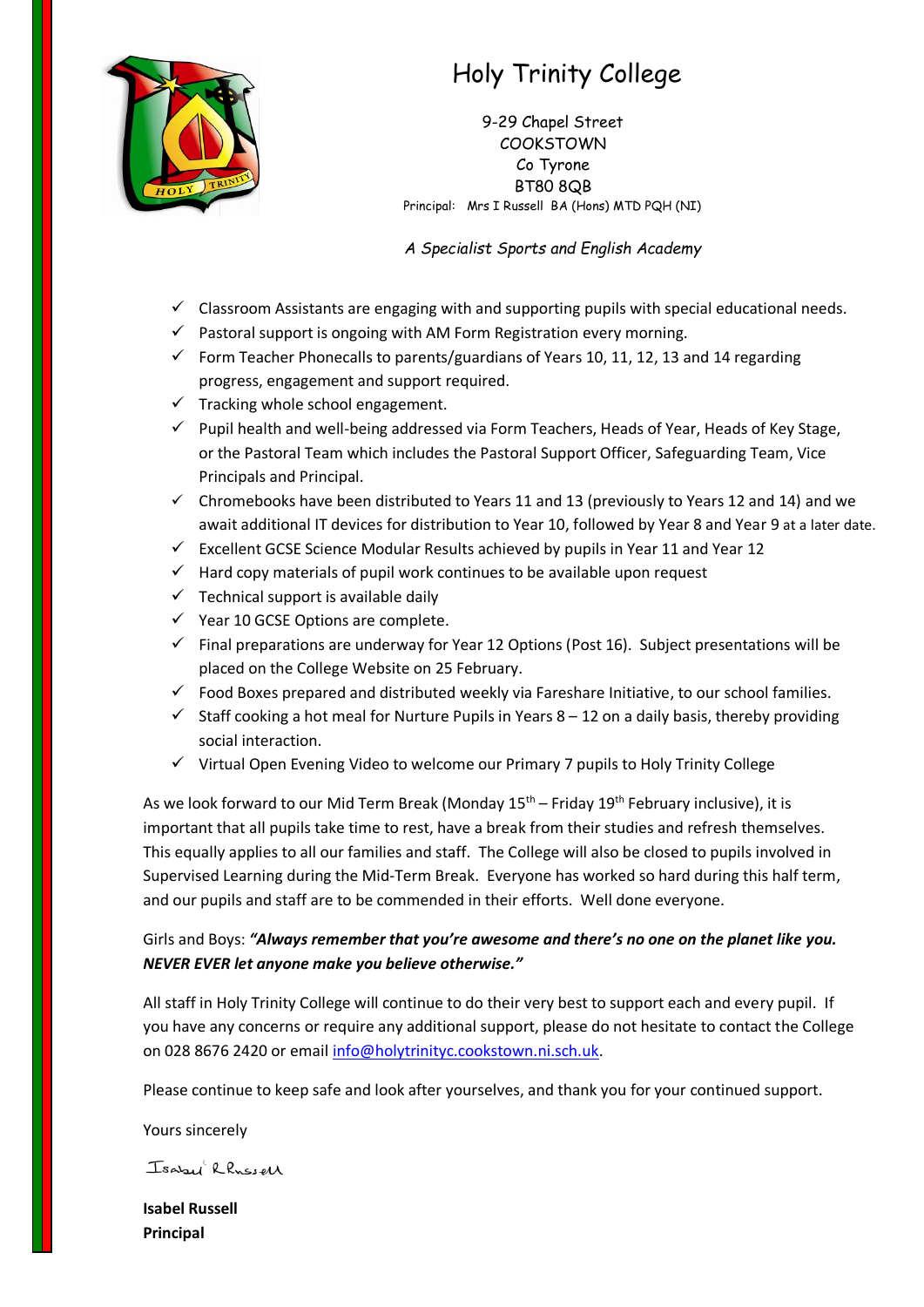# Holy Trinity College

9-29 Chapel Street
COOKSTOWN
Co Tyrone
BT80 8QB
Principal: Mrs I Russell BA (Hons) MTD PQH (NI)

*A Specialist Sports and English Academy*

- ✓ Classroom Assistants are engaging with and supporting pupils with special educational needs.
- ✓ Pastoral support is ongoing with AM Form Registration every morning.
- ✓ Form Teacher Phonecalls to parents/guardians of Years 10, 11, 12, 13 and 14 regarding progress, engagement and support required.
- ✓ Tracking whole school engagement.
- ✓ Pupil health and well-being addressed via Form Teachers, Heads of Year, Heads of Key Stage, or the Pastoral Team which includes the Pastoral Support Officer, Safeguarding Team, Vice Principals and Principal.
- ✓ Chromebooks have been distributed to Years 11 and 13 (previously to Years 12 and 14) and we await additional IT devices for distribution to Year 10, followed by Year 8 and Year 9 at a later date.
- ✓ Excellent GCSE Science Modular Results achieved by pupils in Year 11 and Year 12
- ✓ Hard copy materials of pupil work continues to be available upon request
- ✓ Technical support is available daily
- ✓ Year 10 GCSE Options are complete.
- ✓ Final preparations are underway for Year 12 Options (Post 16). Subject presentations will be placed on the College Website on 25 February.
- ✓ Food Boxes prepared and distributed weekly via Fareshare Initiative, to our school families.
- ✓ Staff cooking a hot meal for Nurture Pupils in Years 8 – 12 on a daily basis, thereby providing social interaction.
- ✓ Virtual Open Evening Video to welcome our Primary 7 pupils to Holy Trinity College

As we look forward to our Mid Term Break (Monday 15th – Friday 19th February inclusive), it is important that all pupils take time to rest, have a break from their studies and refresh themselves. This equally applies to all our families and staff. The College will also be closed to pupils involved in Supervised Learning during the Mid-Term Break. Everyone has worked so hard during this half term, and our pupils and staff are to be commended in their efforts. Well done everyone.

Girls and Boys: ***"Always remember that you're awesome and there's no one on the planet like you. NEVER EVER let anyone make you believe otherwise."***

All staff in Holy Trinity College will continue to do their very best to support each and every pupil. If you have any concerns or require any additional support, please do not hesitate to contact the College on 028 8676 2420 or email info@holytrinityc.cookstown.ni.sch.uk.

Please continue to keep safe and look after yourselves, and thank you for your continued support.

Yours sincerely

Isabel R Russell

**Isabel Russell**
**Principal**